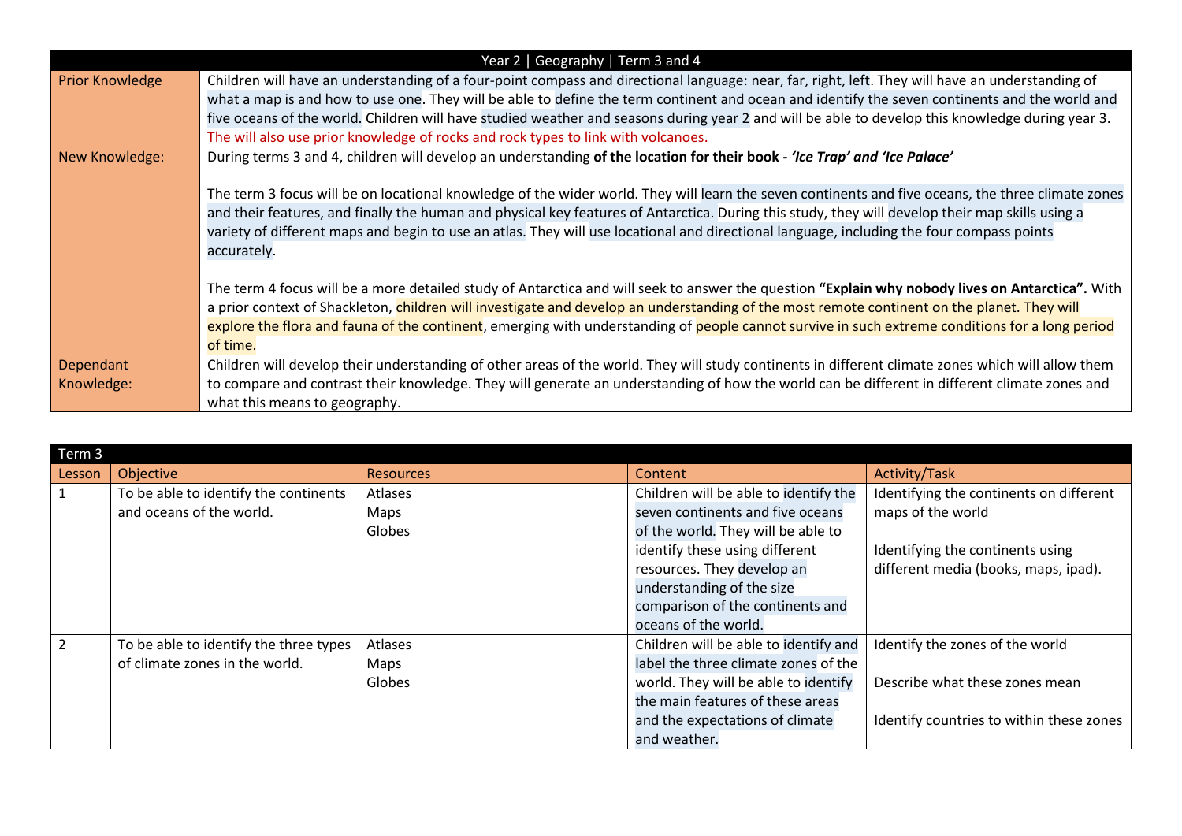| Year 2 \| Geography \| Term 3 and 4 | |
|---|---|
| Prior Knowledge | Children will have an understanding of a four-point compass and directional language: near, far, right, left. They will have an understanding of what a map is and how to use one. They will be able to define the term continent and ocean and identify the seven continents and the world and five oceans of the world. Children will have studied weather and seasons during year 2 and will be able to develop this knowledge during year 3. The will also use prior knowledge of rocks and rock types to link with volcanoes. |
| New Knowledge: | During terms 3 and 4, children will develop an understanding **of the location for their book - *'Ice Trap' and 'Ice Palace'***<br><br>The term 3 focus will be on locational knowledge of the wider world. They will learn the seven continents and five oceans, the three climate zones and their features, and finally the human and physical key features of Antarctica. During this study, they will develop their map skills using a variety of different maps and begin to use an atlas. They will use locational and directional language, including the four compass points accurately.<br><br>The term 4 focus will be a more detailed study of Antarctica and will seek to answer the question **"Explain why nobody lives on Antarctica".** With a prior context of Shackleton, children will investigate and develop an understanding of the most remote continent on the planet. They will explore the flora and fauna of the continent, emerging with understanding of people cannot survive in such extreme conditions for a long period of time. |
| Dependant Knowledge: | Children will develop their understanding of other areas of the world. They will study continents in different climate zones which will allow them to compare and contrast their knowledge. They will generate an understanding of how the world can be different in different climate zones and what this means to geography. |

| Term 3 | | | | |
|---|---|---|---|---|
| Lesson | Objective | Resources | Content | Activity/Task |
| 1 | To be able to identify the continents and oceans of the world. | Atlases<br>Maps<br>Globes | Children will be able to identify the seven continents and five oceans of the world. They will be able to identify these using different resources. They develop an understanding of the size comparison of the continents and oceans of the world. | Identifying the continents on different maps of the world<br><br>Identifying the continents using different media (books, maps, ipad). |
| 2 | To be able to identify the three types of climate zones in the world. | Atlases<br>Maps<br>Globes | Children will be able to identify and label the three climate zones of the world. They will be able to identify the main features of these areas and the expectations of climate and weather. | Identify the zones of the world<br><br>Describe what these zones mean<br><br>Identify countries to within these zones |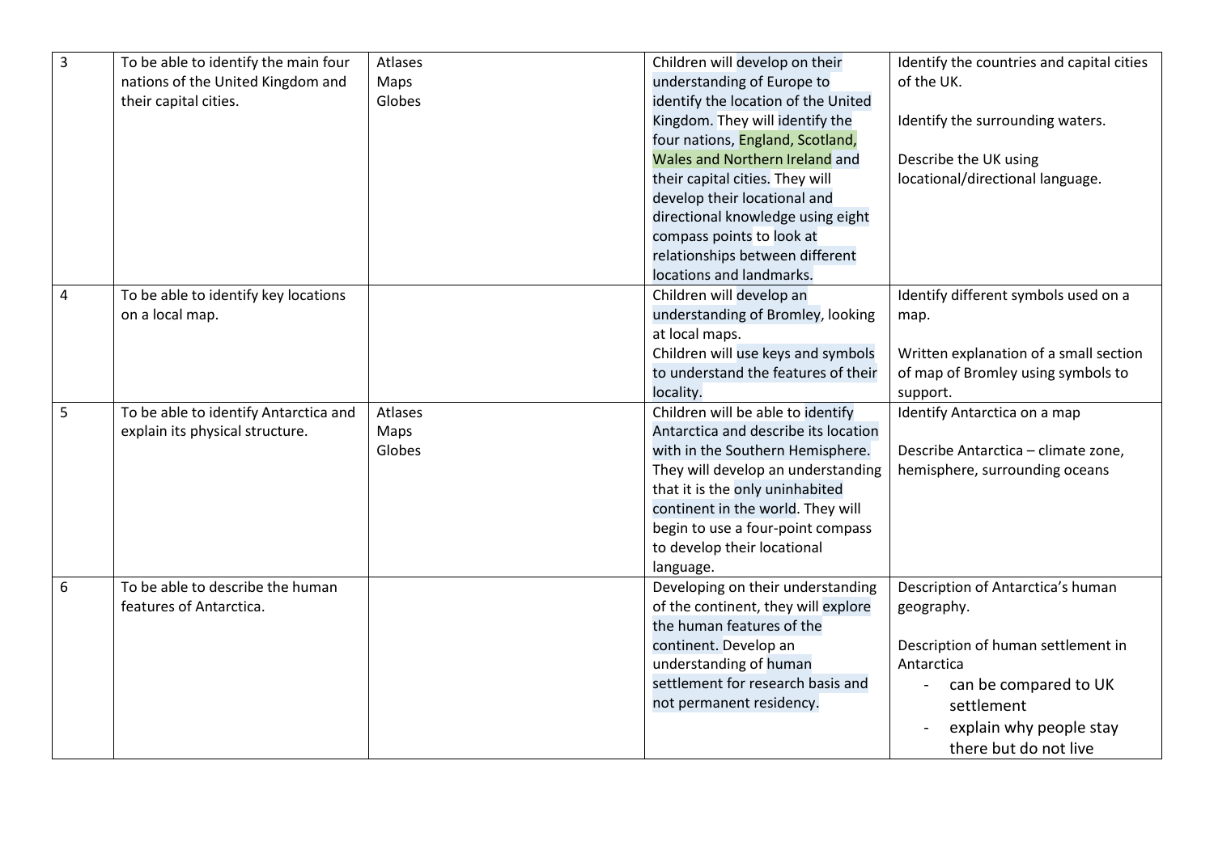| | | | | |
|---|---|---|---|---|
| 3 | To be able to identify the main four nations of the United Kingdom and their capital cities. | Atlases<br>Maps<br>Globes | Children will develop on their understanding of Europe to identify the location of the United Kingdom. They will identify the four nations, England, Scotland, Wales and Northern Ireland and their capital cities. They will develop their locational and directional knowledge using eight compass points to look at relationships between different locations and landmarks. | Identify the countries and capital cities of the UK.<br><br>Identify the surrounding waters.<br><br>Describe the UK using locational/directional language. |
| 4 | To be able to identify key locations on a local map. | | Children will develop an understanding of Bromley, looking at local maps.<br>Children will use keys and symbols to understand the features of their locality. | Identify different symbols used on a map.<br><br>Written explanation of a small section of map of Bromley using symbols to support. |
| 5 | To be able to identify Antarctica and explain its physical structure. | Atlases<br>Maps<br>Globes | Children will be able to identify Antarctica and describe its location with in the Southern Hemisphere. They will develop an understanding that it is the only uninhabited continent in the world. They will begin to use a four-point compass to develop their locational language. | Identify Antarctica on a map<br><br>Describe Antarctica – climate zone, hemisphere, surrounding oceans |
| 6 | To be able to describe the human features of Antarctica. | | Developing on their understanding of the continent, they will explore the human features of the continent. Develop an understanding of human settlement for research basis and not permanent residency. | Description of Antarctica's human geography.<br><br>Description of human settlement in Antarctica<br>- can be compared to UK settlement<br>- explain why people stay there but do not live |